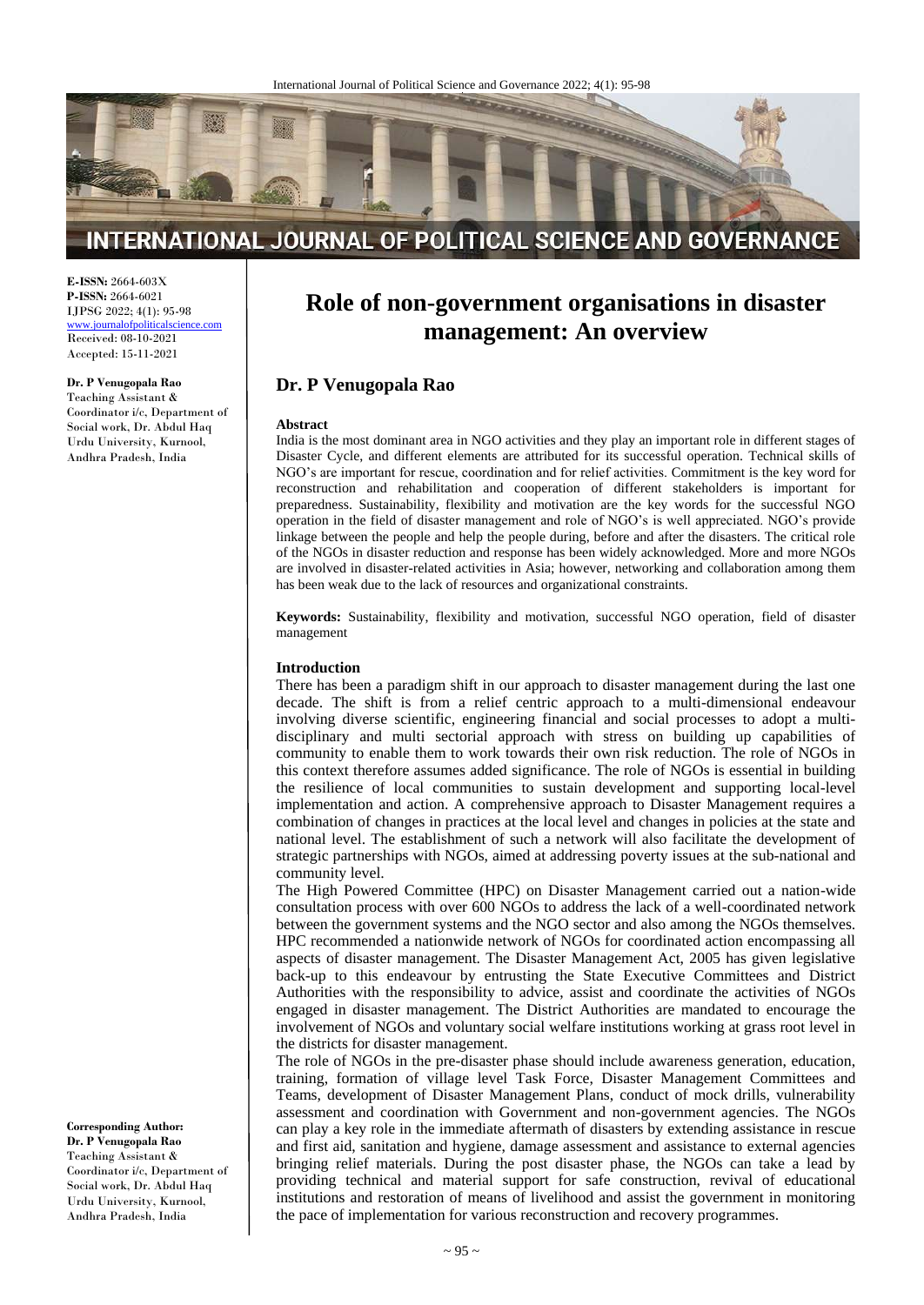**E-ISSN:** 2664-603X
**P-ISSN:** 2664-6021
IJPSG 2022; 4(1): 95-98
www.journalofpoliticalscience.com
Received: 08-10-2021
Accepted: 15-11-2021

**Dr. P Venugopala Rao**
Teaching Assistant & Coordinator i/c, Department of Social work, Dr. Abdul Haq Urdu University, Kurnool, Andhra Pradesh, India

**Corresponding Author:**
**Dr. P Venugopala Rao**
Teaching Assistant & Coordinator i/c, Department of Social work, Dr. Abdul Haq Urdu University, Kurnool, Andhra Pradesh, India

# Role of non-government organisations in disaster management: An overview

## Dr. P Venugopala Rao

### Abstract

India is the most dominant area in NGO activities and they play an important role in different stages of Disaster Cycle, and different elements are attributed for its successful operation. Technical skills of NGO's are important for rescue, coordination and for relief activities. Commitment is the key word for reconstruction and rehabilitation and cooperation of different stakeholders is important for preparedness. Sustainability, flexibility and motivation are the key words for the successful NGO operation in the field of disaster management and role of NGO's is well appreciated. NGO's provide linkage between the people and help the people during, before and after the disasters. The critical role of the NGOs in disaster reduction and response has been widely acknowledged. More and more NGOs are involved in disaster-related activities in Asia; however, networking and collaboration among them has been weak due to the lack of resources and organizational constraints.

**Keywords:** Sustainability, flexibility and motivation, successful NGO operation, field of disaster management

### Introduction

There has been a paradigm shift in our approach to disaster management during the last one decade. The shift is from a relief centric approach to a multi-dimensional endeavour involving diverse scientific, engineering financial and social processes to adopt a multi-disciplinary and multi sectorial approach with stress on building up capabilities of community to enable them to work towards their own risk reduction. The role of NGOs in this context therefore assumes added significance. The role of NGOs is essential in building the resilience of local communities to sustain development and supporting local-level implementation and action. A comprehensive approach to Disaster Management requires a combination of changes in practices at the local level and changes in policies at the state and national level. The establishment of such a network will also facilitate the development of strategic partnerships with NGOs, aimed at addressing poverty issues at the sub-national and community level.

The High Powered Committee (HPC) on Disaster Management carried out a nation-wide consultation process with over 600 NGOs to address the lack of a well-coordinated network between the government systems and the NGO sector and also among the NGOs themselves. HPC recommended a nationwide network of NGOs for coordinated action encompassing all aspects of disaster management. The Disaster Management Act, 2005 has given legislative back-up to this endeavour by entrusting the State Executive Committees and District Authorities with the responsibility to advice, assist and coordinate the activities of NGOs engaged in disaster management. The District Authorities are mandated to encourage the involvement of NGOs and voluntary social welfare institutions working at grass root level in the districts for disaster management.

The role of NGOs in the pre-disaster phase should include awareness generation, education, training, formation of village level Task Force, Disaster Management Committees and Teams, development of Disaster Management Plans, conduct of mock drills, vulnerability assessment and coordination with Government and non-government agencies. The NGOs can play a key role in the immediate aftermath of disasters by extending assistance in rescue and first aid, sanitation and hygiene, damage assessment and assistance to external agencies bringing relief materials. During the post disaster phase, the NGOs can take a lead by providing technical and material support for safe construction, revival of educational institutions and restoration of means of livelihood and assist the government in monitoring the pace of implementation for various reconstruction and recovery programmes.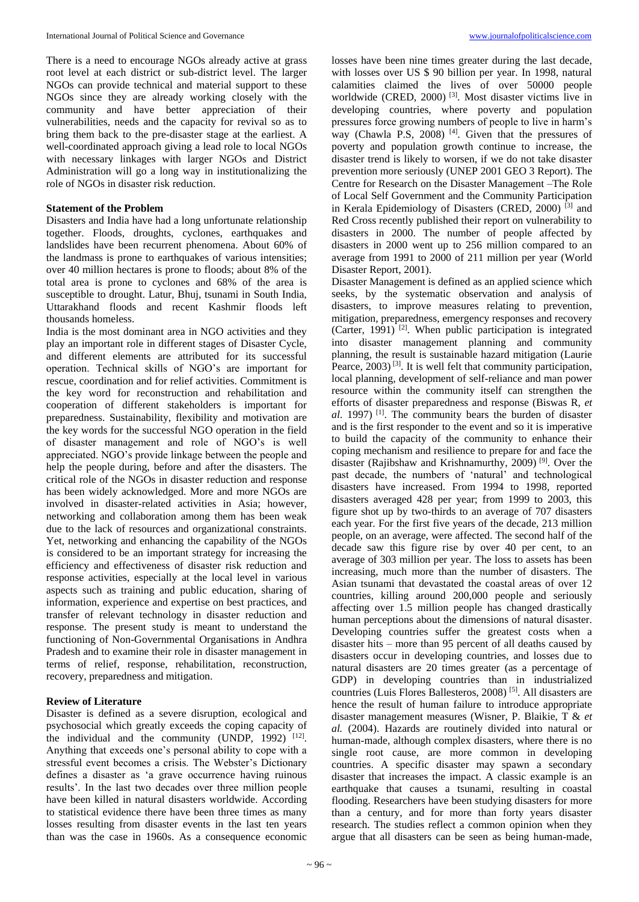There is a need to encourage NGOs already active at grass root level at each district or sub-district level. The larger NGOs can provide technical and material support to these NGOs since they are already working closely with the community and have better appreciation of their vulnerabilities, needs and the capacity for revival so as to bring them back to the pre-disaster stage at the earliest. A well-coordinated approach giving a lead role to local NGOs with necessary linkages with larger NGOs and District Administration will go a long way in institutionalizing the role of NGOs in disaster risk reduction.

**Statement of the Problem**

Disasters and India have had a long unfortunate relationship together. Floods, droughts, cyclones, earthquakes and landslides have been recurrent phenomena. About 60% of the landmass is prone to earthquakes of various intensities; over 40 million hectares is prone to floods; about 8% of the total area is prone to cyclones and 68% of the area is susceptible to drought. Latur, Bhuj, tsunami in South India, Uttarakhand floods and recent Kashmir floods left thousands homeless.

India is the most dominant area in NGO activities and they play an important role in different stages of Disaster Cycle, and different elements are attributed for its successful operation. Technical skills of NGO's are important for rescue, coordination and for relief activities. Commitment is the key word for reconstruction and rehabilitation and cooperation of different stakeholders is important for preparedness. Sustainability, flexibility and motivation are the key words for the successful NGO operation in the field of disaster management and role of NGO's is well appreciated. NGO's provide linkage between the people and help the people during, before and after the disasters. The critical role of the NGOs in disaster reduction and response has been widely acknowledged. More and more NGOs are involved in disaster-related activities in Asia; however, networking and collaboration among them has been weak due to the lack of resources and organizational constraints. Yet, networking and enhancing the capability of the NGOs is considered to be an important strategy for increasing the efficiency and effectiveness of disaster risk reduction and response activities, especially at the local level in various aspects such as training and public education, sharing of information, experience and expertise on best practices, and transfer of relevant technology in disaster reduction and response. The present study is meant to understand the functioning of Non-Governmental Organisations in Andhra Pradesh and to examine their role in disaster management in terms of relief, response, rehabilitation, reconstruction, recovery, preparedness and mitigation.

**Review of Literature**

Disaster is defined as a severe disruption, ecological and psychosocial which greatly exceeds the coping capacity of the individual and the community (UNDP, 1992) [12]. Anything that exceeds one's personal ability to cope with a stressful event becomes a crisis. The Webster's Dictionary defines a disaster as 'a grave occurrence having ruinous results'. In the last two decades over three million people have been killed in natural disasters worldwide. According to statistical evidence there have been three times as many losses resulting from disaster events in the last ten years than was the case in 1960s. As a consequence economic losses have been nine times greater during the last decade, with losses over US $ 90 billion per year. In 1998, natural calamities claimed the lives of over 50000 people worldwide (CRED, 2000) [3]. Most disaster victims live in developing countries, where poverty and population pressures force growing numbers of people to live in harm's way (Chawla P.S, 2008) [4]. Given that the pressures of poverty and population growth continue to increase, the disaster trend is likely to worsen, if we do not take disaster prevention more seriously (UNEP 2001 GEO 3 Report). The Centre for Research on the Disaster Management –The Role of Local Self Government and the Community Participation in Kerala Epidemiology of Disasters (CRED, 2000) [3] and Red Cross recently published their report on vulnerability to disasters in 2000. The number of people affected by disasters in 2000 went up to 256 million compared to an average from 1991 to 2000 of 211 million per year (World Disaster Report, 2001).

Disaster Management is defined as an applied science which seeks, by the systematic observation and analysis of disasters, to improve measures relating to prevention, mitigation, preparedness, emergency responses and recovery (Carter, 1991) [2]. When public participation is integrated into disaster management planning and community planning, the result is sustainable hazard mitigation (Laurie Pearce, 2003) [3]. It is well felt that community participation, local planning, development of self-reliance and man power resource within the community itself can strengthen the efforts of disaster preparedness and response (Biswas R, *et al.* 1997) [1]. The community bears the burden of disaster and is the first responder to the event and so it is imperative to build the capacity of the community to enhance their coping mechanism and resilience to prepare for and face the disaster (Rajibshaw and Krishnamurthy, 2009) [9]. Over the past decade, the numbers of 'natural' and technological disasters have increased. From 1994 to 1998, reported disasters averaged 428 per year; from 1999 to 2003, this figure shot up by two-thirds to an average of 707 disasters each year. For the first five years of the decade, 213 million people, on an average, were affected. The second half of the decade saw this figure rise by over 40 per cent, to an average of 303 million per year. The loss to assets has been increasing, much more than the number of disasters. The Asian tsunami that devastated the coastal areas of over 12 countries, killing around 200,000 people and seriously affecting over 1.5 million people has changed drastically human perceptions about the dimensions of natural disaster. Developing countries suffer the greatest costs when a disaster hits – more than 95 percent of all deaths caused by disasters occur in developing countries, and losses due to natural disasters are 20 times greater (as a percentage of GDP) in developing countries than in industrialized countries (Luis Flores Ballesteros, 2008) [5]. All disasters are hence the result of human failure to introduce appropriate disaster management measures (Wisner, P. Blaikie, T & *et al.* (2004). Hazards are routinely divided into natural or human-made, although complex disasters, where there is no single root cause, are more common in developing countries. A specific disaster may spawn a secondary disaster that increases the impact. A classic example is an earthquake that causes a tsunami, resulting in coastal flooding. Researchers have been studying disasters for more than a century, and for more than forty years disaster research. The studies reflect a common opinion when they argue that all disasters can be seen as being human-made,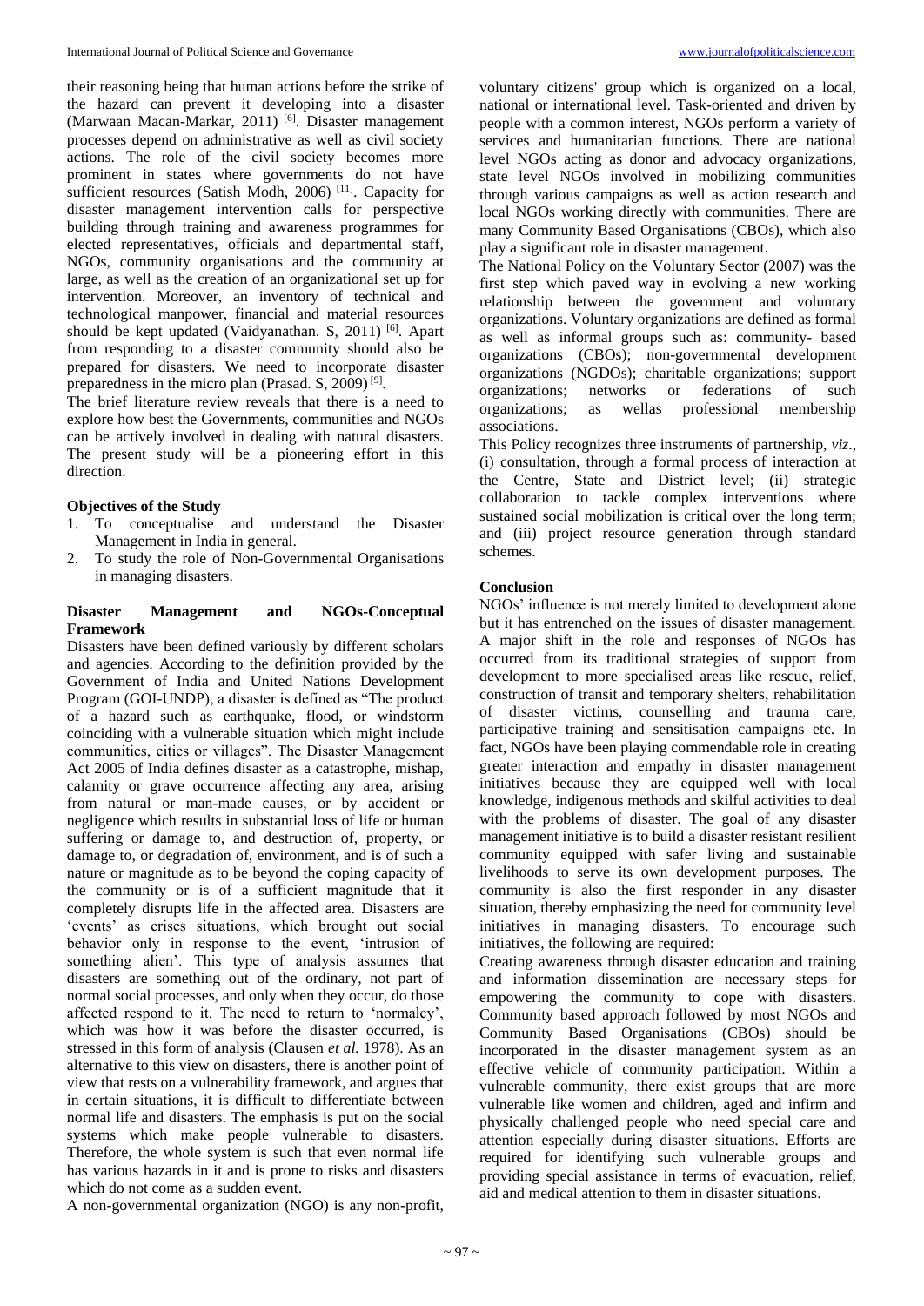their reasoning being that human actions before the strike of the hazard can prevent it developing into a disaster (Marwaan Macan-Markar, 2011) [6]. Disaster management processes depend on administrative as well as civil society actions. The role of the civil society becomes more prominent in states where governments do not have sufficient resources (Satish Modh, 2006) [11]. Capacity for disaster management intervention calls for perspective building through training and awareness programmes for elected representatives, officials and departmental staff, NGOs, community organisations and the community at large, as well as the creation of an organizational set up for intervention. Moreover, an inventory of technical and technological manpower, financial and material resources should be kept updated (Vaidyanathan. S, 2011) [6]. Apart from responding to a disaster community should also be prepared for disasters. We need to incorporate disaster preparedness in the micro plan (Prasad. S, 2009) [9].

The brief literature review reveals that there is a need to explore how best the Governments, communities and NGOs can be actively involved in dealing with natural disasters. The present study will be a pioneering effort in this direction.

**Objectives of the Study**

1. To conceptualise and understand the Disaster Management in India in general.
2. To study the role of Non-Governmental Organisations in managing disasters.

**Disaster Management and NGOs-Conceptual Framework**

Disasters have been defined variously by different scholars and agencies. According to the definition provided by the Government of India and United Nations Development Program (GOI-UNDP), a disaster is defined as "The product of a hazard such as earthquake, flood, or windstorm coinciding with a vulnerable situation which might include communities, cities or villages". The Disaster Management Act 2005 of India defines disaster as a catastrophe, mishap, calamity or grave occurrence affecting any area, arising from natural or man-made causes, or by accident or negligence which results in substantial loss of life or human suffering or damage to, and destruction of, property, or damage to, or degradation of, environment, and is of such a nature or magnitude as to be beyond the coping capacity of the community or is of a sufficient magnitude that it completely disrupts life in the affected area. Disasters are 'events' as crises situations, which brought out social behavior only in response to the event, 'intrusion of something alien'. This type of analysis assumes that disasters are something out of the ordinary, not part of normal social processes, and only when they occur, do those affected respond to it. The need to return to 'normalcy', which was how it was before the disaster occurred, is stressed in this form of analysis (Clausen *et al.* 1978). As an alternative to this view on disasters, there is another point of view that rests on a vulnerability framework, and argues that in certain situations, it is difficult to differentiate between normal life and disasters. The emphasis is put on the social systems which make people vulnerable to disasters. Therefore, the whole system is such that even normal life has various hazards in it and is prone to risks and disasters which do not come as a sudden event.

A non-governmental organization (NGO) is any non-profit, voluntary citizens' group which is organized on a local, national or international level. Task-oriented and driven by people with a common interest, NGOs perform a variety of services and humanitarian functions. There are national level NGOs acting as donor and advocacy organizations, state level NGOs involved in mobilizing communities through various campaigns as well as action research and local NGOs working directly with communities. There are many Community Based Organisations (CBOs), which also play a significant role in disaster management.

The National Policy on the Voluntary Sector (2007) was the first step which paved way in evolving a new working relationship between the government and voluntary organizations. Voluntary organizations are defined as formal as well as informal groups such as: community- based organizations (CBOs); non-governmental development organizations (NGDOs); charitable organizations; support organizations; networks or federations of such organizations; as wellas professional membership associations.

This Policy recognizes three instruments of partnership, *viz*., (i) consultation, through a formal process of interaction at the Centre, State and District level; (ii) strategic collaboration to tackle complex interventions where sustained social mobilization is critical over the long term; and (iii) project resource generation through standard schemes.

**Conclusion**

NGOs' influence is not merely limited to development alone but it has entrenched on the issues of disaster management. A major shift in the role and responses of NGOs has occurred from its traditional strategies of support from development to more specialised areas like rescue, relief, construction of transit and temporary shelters, rehabilitation of disaster victims, counselling and trauma care, participative training and sensitisation campaigns etc. In fact, NGOs have been playing commendable role in creating greater interaction and empathy in disaster management initiatives because they are equipped well with local knowledge, indigenous methods and skilful activities to deal with the problems of disaster. The goal of any disaster management initiative is to build a disaster resistant resilient community equipped with safer living and sustainable livelihoods to serve its own development purposes. The community is also the first responder in any disaster situation, thereby emphasizing the need for community level initiatives in managing disasters. To encourage such initiatives, the following are required:

Creating awareness through disaster education and training and information dissemination are necessary steps for empowering the community to cope with disasters. Community based approach followed by most NGOs and Community Based Organisations (CBOs) should be incorporated in the disaster management system as an effective vehicle of community participation. Within a vulnerable community, there exist groups that are more vulnerable like women and children, aged and infirm and physically challenged people who need special care and attention especially during disaster situations. Efforts are required for identifying such vulnerable groups and providing special assistance in terms of evacuation, relief, aid and medical attention to them in disaster situations.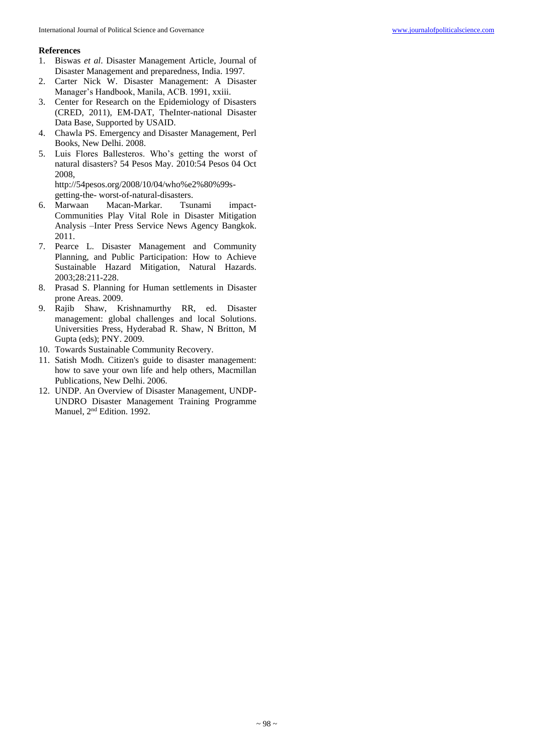## References

1. Biswas *et al*. Disaster Management Article, Journal of Disaster Management and preparedness, India. 1997.
2. Carter Nick W. Disaster Management: A Disaster Manager's Handbook, Manila, ACB. 1991, xxiii.
3. Center for Research on the Epidemiology of Disasters (CRED, 2011), EM-DAT, TheInter-national Disaster Data Base, Supported by USAID.
4. Chawla PS. Emergency and Disaster Management, Perl Books, New Delhi. 2008.
5. Luis Flores Ballesteros. Who's getting the worst of natural disasters? 54 Pesos May. 2010:54 Pesos 04 Oct 2008, http://54pesos.org/2008/10/04/who%e2%80%99s-getting-the- worst-of-natural-disasters.
6. Marwaan Macan-Markar. Tsunami impact-Communities Play Vital Role in Disaster Mitigation Analysis –Inter Press Service News Agency Bangkok. 2011.
7. Pearce L. Disaster Management and Community Planning, and Public Participation: How to Achieve Sustainable Hazard Mitigation, Natural Hazards. 2003;28:211-228.
8. Prasad S. Planning for Human settlements in Disaster prone Areas. 2009.
9. Rajib Shaw, Krishnamurthy RR, ed. Disaster management: global challenges and local Solutions. Universities Press, Hyderabad R. Shaw, N Britton, M Gupta (eds); PNY. 2009.
10. Towards Sustainable Community Recovery.
11. Satish Modh. Citizen's guide to disaster management: how to save your own life and help others, Macmillan Publications, New Delhi. 2006.
12. UNDP. An Overview of Disaster Management, UNDP-UNDRO Disaster Management Training Programme Manuel, 2nd Edition. 1992.